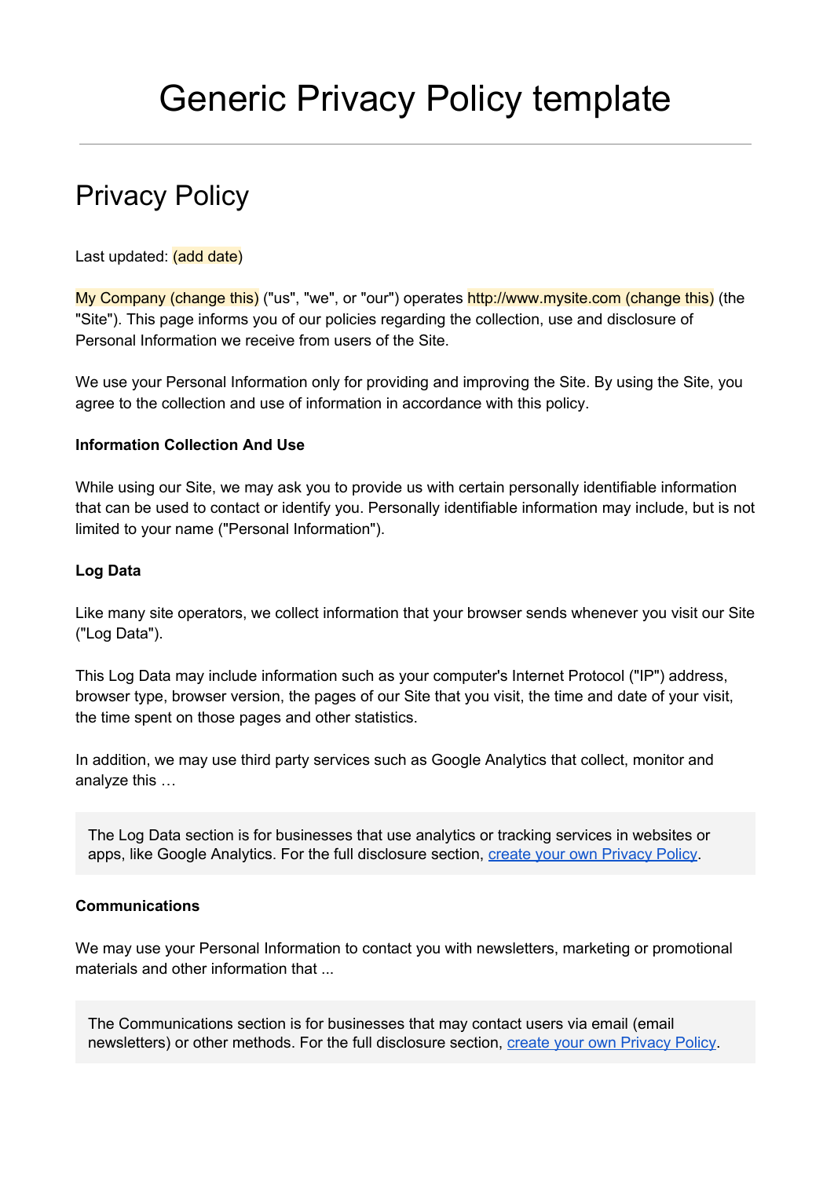# Generic Privacy Policy template

---

## Privacy Policy

Last updated: (add date)

My Company (change this) ("us", "we", or "our") operates http://www.mysite.com (change this) (the "Site"). This page informs you of our policies regarding the collection, use and disclosure of Personal Information we receive from users of the Site.

We use your Personal Information only for providing and improving the Site. By using the Site, you agree to the collection and use of information in accordance with this policy.

**Information Collection And Use**

While using our Site, we may ask you to provide us with certain personally identifiable information that can be used to contact or identify you. Personally identifiable information may include, but is not limited to your name ("Personal Information").

**Log Data**

Like many site operators, we collect information that your browser sends whenever you visit our Site ("Log Data").

This Log Data may include information such as your computer's Internet Protocol ("IP") address, browser type, browser version, the pages of our Site that you visit, the time and date of your visit, the time spent on those pages and other statistics.

In addition, we may use third party services such as Google Analytics that collect, monitor and analyze this …

> The Log Data section is for businesses that use analytics or tracking services in websites or apps, like Google Analytics. For the full disclosure section, create your own Privacy Policy.

**Communications**

We may use your Personal Information to contact you with newsletters, marketing or promotional materials and other information that ...

> The Communications section is for businesses that may contact users via email (email newsletters) or other methods. For the full disclosure section, create your own Privacy Policy.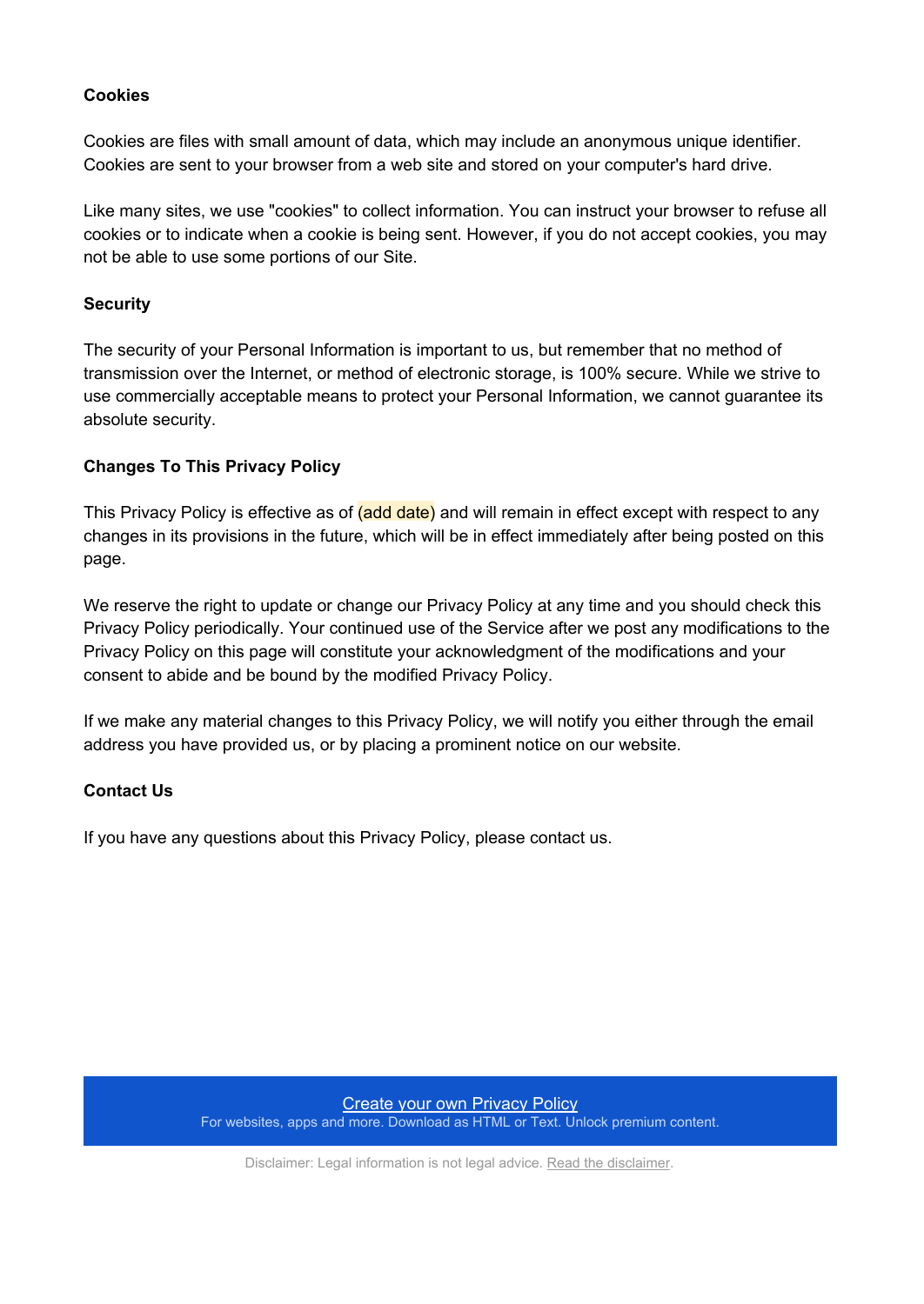**Cookies**

Cookies are files with small amount of data, which may include an anonymous unique identifier. Cookies are sent to your browser from a web site and stored on your computer's hard drive.

Like many sites, we use "cookies" to collect information. You can instruct your browser to refuse all cookies or to indicate when a cookie is being sent. However, if you do not accept cookies, you may not be able to use some portions of our Site.

**Security**

The security of your Personal Information is important to us, but remember that no method of transmission over the Internet, or method of electronic storage, is 100% secure. While we strive to use commercially acceptable means to protect your Personal Information, we cannot guarantee its absolute security.

**Changes To This Privacy Policy**

This Privacy Policy is effective as of (add date) and will remain in effect except with respect to any changes in its provisions in the future, which will be in effect immediately after being posted on this page.

We reserve the right to update or change our Privacy Policy at any time and you should check this Privacy Policy periodically. Your continued use of the Service after we post any modifications to the Privacy Policy on this page will constitute your acknowledgment of the modifications and your consent to abide and be bound by the modified Privacy Policy.

If we make any material changes to this Privacy Policy, we will notify you either through the email address you have provided us, or by placing a prominent notice on our website.

**Contact Us**

If you have any questions about this Privacy Policy, please contact us.

Create your own Privacy Policy
For websites, apps and more. Download as HTML or Text. Unlock premium content.

Disclaimer: Legal information is not legal advice. Read the disclaimer.